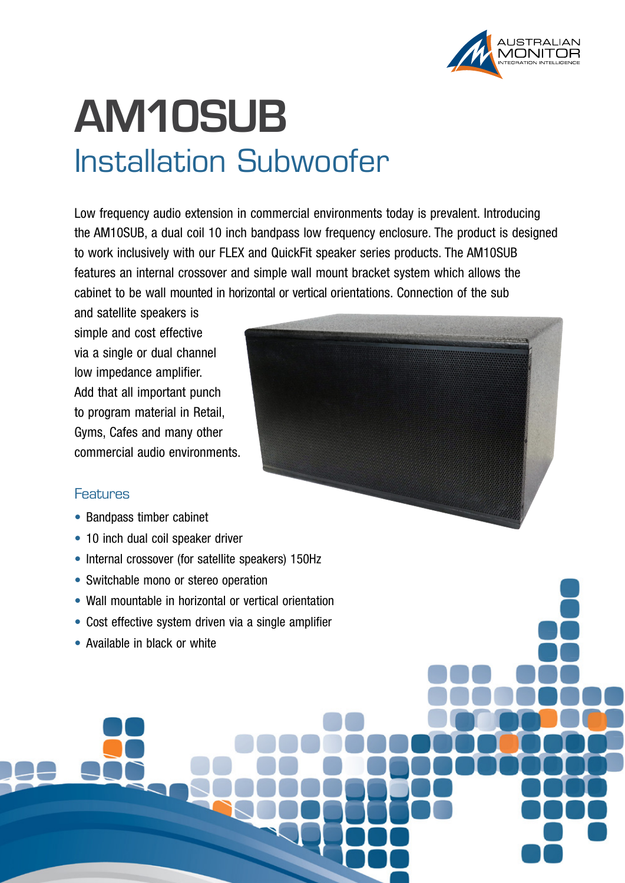# AM10SUB

## Installation Subwoofer

Low frequency audio extension in commercial environments today is prevalent. Introducing the AM10SUB, a dual coil 10 inch bandpass low frequency enclosure. The product is designed to work inclusively with our FLEX and QuickFit speaker series products. The AM10SUB features an internal crossover and simple wall mount bracket system which allows the cabinet to be wall mounted in horizontal or vertical orientations. Connection of the sub and satellite speakers is simple and cost effective via a single or dual channel low impedance amplifier. Add that all important punch to program material in Retail, Gyms, Cafes and many other commercial audio environments.

### Features

- Bandpass timber cabinet
- 10 inch dual coil speaker driver
- Internal crossover (for satellite speakers) 150Hz
- Switchable mono or stereo operation
- Wall mountable in horizontal or vertical orientation
- Cost effective system driven via a single amplifier
- Available in black or white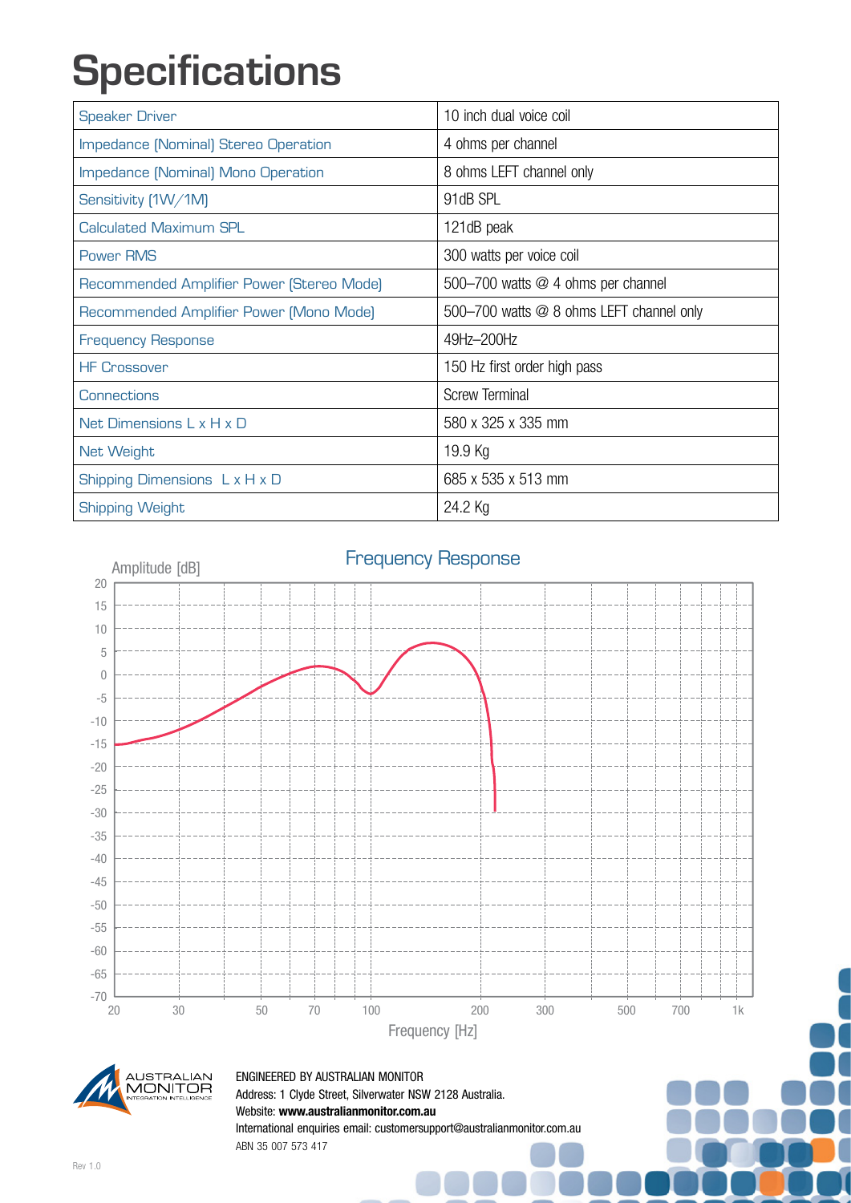# Specifications

| | |
|---|---|
| Speaker Driver | 10 inch dual voice coil |
| Impedance (Nominal) Stereo Operation | 4 ohms per channel |
| Impedance (Nominal) Mono Operation | 8 ohms LEFT channel only |
| Sensitivity (1W/1M) | 91dB SPL |
| Calculated Maximum SPL | 121dB peak |
| Power RMS | 300 watts per voice coil |
| Recommended Amplifier Power (Stereo Mode) | 500–700 watts @ 4 ohms per channel |
| Recommended Amplifier Power (Mono Mode) | 500–700 watts @ 8 ohms LEFT channel only |
| Frequency Response | 49Hz–200Hz |
| HF Crossover | 150 Hz first order high pass |
| Connections | Screw Terminal |
| Net Dimensions L x H x D | 580 x 325 x 335 mm |
| Net Weight | 19.9 Kg |
| Shipping Dimensions L x H x D | 685 x 535 x 513 mm |
| Shipping Weight | 24.2 Kg |

Frequency Response

Amplitude [dB]

20
15
10
5
0
-5
-10
-15
-20
-25
-30
-35
-40
-45
-50
-55
-60
-65
-70

20 30 50 70 100 200 300 500 700 1k

Frequency [Hz]

ENGINEERED BY AUSTRALIAN MONITOR
Address: 1 Clyde Street, Silverwater NSW 2128 Australia.
Website: **www.australianmonitor.com.au**
International enquiries email: customersupport@australianmonitor.com.au
ABN 35 007 573 417

Rev 1.0